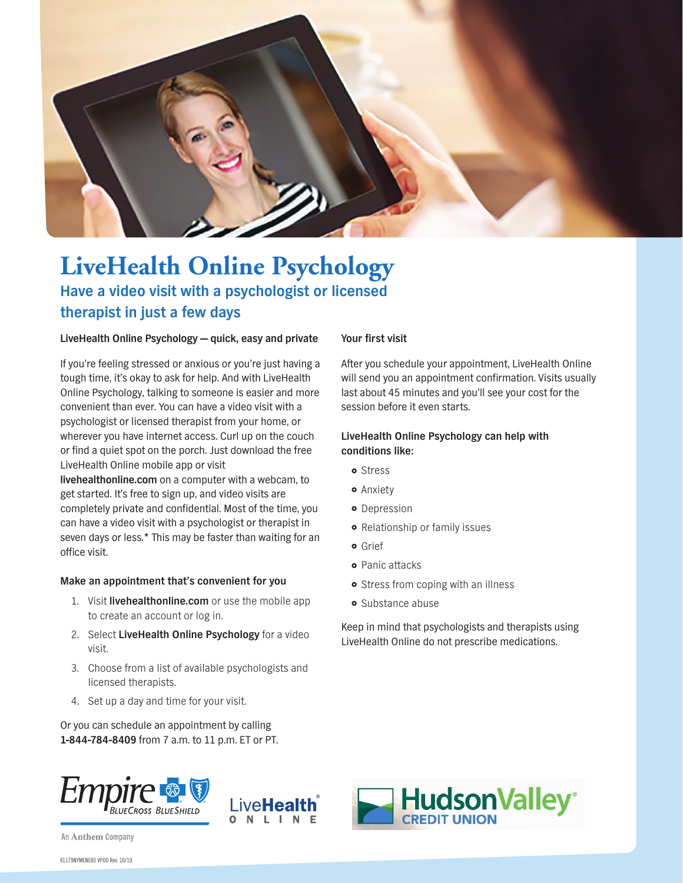# LiveHealth Online Psychology

## Have a video visit with a psychologist or licensed therapist in just a few days

### LiveHealth Online Psychology — quick, easy and private

If you're feeling stressed or anxious or you're just having a tough time, it's okay to ask for help. And with LiveHealth Online Psychology, talking to someone is easier and more convenient than ever. You can have a video visit with a psychologist or licensed therapist from your home, or wherever you have internet access. Curl up on the couch or find a quiet spot on the porch. Just download the free LiveHealth Online mobile app or visit **livehealthonline.com** on a computer with a webcam, to get started. It's free to sign up, and video visits are completely private and confidential. Most of the time, you can have a video visit with a psychologist or therapist in seven days or less.* This may be faster than waiting for an office visit.

### Make an appointment that's convenient for you

1. Visit **livehealthonline.com** or use the mobile app to create an account or log in.
2. Select **LiveHealth Online Psychology** for a video visit.
3. Choose from a list of available psychologists and licensed therapists.
4. Set up a day and time for your visit.

Or you can schedule an appointment by calling **1-844-784-8409** from 7 a.m. to 11 p.m. ET or PT.

### Your first visit

After you schedule your appointment, LiveHealth Online will send you an appointment confirmation. Visits usually last about 45 minutes and you'll see your cost for the session before it even starts.

### LiveHealth Online Psychology can help with conditions like:

- Stress
- Anxiety
- Depression
- Relationship or family issues
- Grief
- Panic attacks
- Stress from coping with an illness
- Substance abuse

Keep in mind that psychologists and therapists using LiveHealth Online do not prescribe medications.

Empire BlueCross BlueShield — An Anthem Company

LiveHealth Online

HudsonValley Credit Union

61179NYMENEBS VPOD Rev. 10/19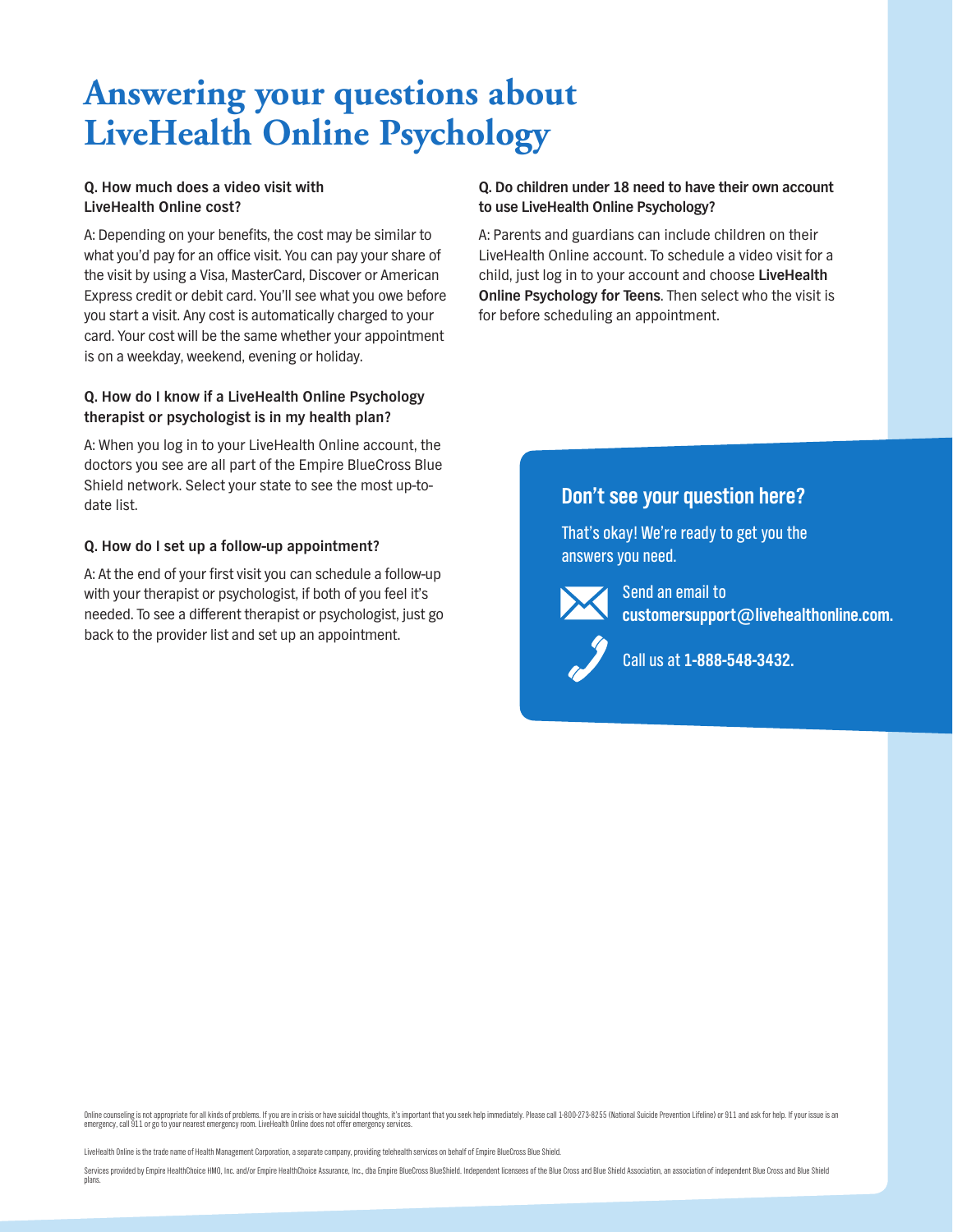# Answering your questions about LiveHealth Online Psychology

**Q. How much does a video visit with LiveHealth Online cost?**

A: Depending on your benefits, the cost may be similar to what you'd pay for an office visit. You can pay your share of the visit by using a Visa, MasterCard, Discover or American Express credit or debit card. You'll see what you owe before you start a visit. Any cost is automatically charged to your card. Your cost will be the same whether your appointment is on a weekday, weekend, evening or holiday.

**Q. How do I know if a LiveHealth Online Psychology therapist or psychologist is in my health plan?**

A: When you log in to your LiveHealth Online account, the doctors you see are all part of the Empire BlueCross Blue Shield network. Select your state to see the most up-to-date list.

**Q. How do I set up a follow-up appointment?**

A: At the end of your first visit you can schedule a follow-up with your therapist or psychologist, if both of you feel it's needed. To see a different therapist or psychologist, just go back to the provider list and set up an appointment.

**Q. Do children under 18 need to have their own account to use LiveHealth Online Psychology?**

A: Parents and guardians can include children on their LiveHealth Online account. To schedule a video visit for a child, just log in to your account and choose **LiveHealth Online Psychology for Teens**. Then select who the visit is for before scheduling an appointment.

## Don't see your question here?

That's okay! We're ready to get you the answers you need.

Send an email to **customersupport@livehealthonline.com.**

Call us at **1-888-548-3432.**

Online counseling is not appropriate for all kinds of problems. If you are in crisis or have suicidal thoughts, it's important that you seek help immediately. Please call 1-800-273-8255 (National Suicide Prevention Lifeline) or 911 and ask for help. If your issue is an emergency, call 911 or go to your nearest emergency room. LiveHealth Online does not offer emergency services.

LiveHealth Online is the trade name of Health Management Corporation, a separate company, providing telehealth services on behalf of Empire BlueCross Blue Shield.

Services provided by Empire HealthChoice HMO, Inc. and/or Empire HealthChoice Assurance, Inc., dba Empire BlueCross BlueShield. Independent licensees of the Blue Cross and Blue Shield Association, an association of independent Blue Cross and Blue Shield plans.